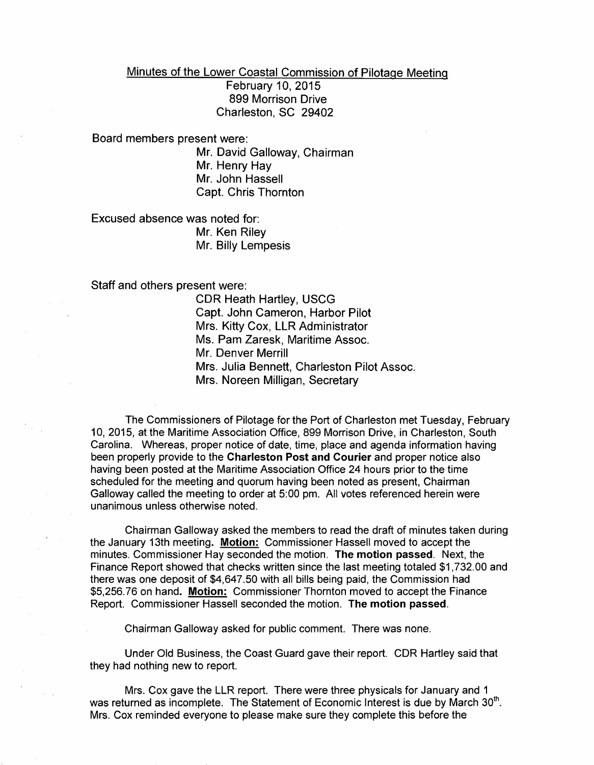Minutes of the Lower Coastal Commission of Pilotage Meeting
February 10, 2015
899 Morrison Drive
Charleston, SC 29402

Board members present were:

Mr. David Galloway, Chairman
Mr. Henry Hay
Mr. John Hassell
Capt. Chris Thornton

Excused absence was noted for:

Mr. Ken Riley
Mr. Billy Lempesis

Staff and others present were:

CDR Heath Hartley, USCG
Capt. John Cameron, Harbor Pilot
Mrs. Kitty Cox, LLR Administrator
Ms. Pam Zaresk, Maritime Assoc.
Mr. Denver Merrill
Mrs. Julia Bennett, Charleston Pilot Assoc.
Mrs. Noreen Milligan, Secretary

The Commissioners of Pilotage for the Port of Charleston met Tuesday, February 10, 2015, at the Maritime Association Office, 899 Morrison Drive, in Charleston, South Carolina. Whereas, proper notice of date, time, place and agenda information having been properly provide to the **Charleston Post and Courier** and proper notice also having been posted at the Maritime Association Office 24 hours prior to the time scheduled for the meeting and quorum having been noted as present, Chairman Galloway called the meeting to order at 5:00 pm. All votes referenced herein were unanimous unless otherwise noted.

Chairman Galloway asked the members to read the draft of minutes taken during the January 13th meeting. **Motion:** Commissioner Hassell moved to accept the minutes. Commissioner Hay seconded the motion. **The motion passed**. Next, the Finance Report showed that checks written since the last meeting totaled $1,732.00 and there was one deposit of $4,647.50 with all bills being paid, the Commission had $5,256.76 on hand. **Motion:** Commissioner Thornton moved to accept the Finance Report. Commissioner Hassell seconded the motion. **The motion passed**.

Chairman Galloway asked for public comment. There was none.

Under Old Business, the Coast Guard gave their report. CDR Hartley said that they had nothing new to report.

Mrs. Cox gave the LLR report. There were three physicals for January and 1 was returned as incomplete. The Statement of Economic Interest is due by March 30th. Mrs. Cox reminded everyone to please make sure they complete this before the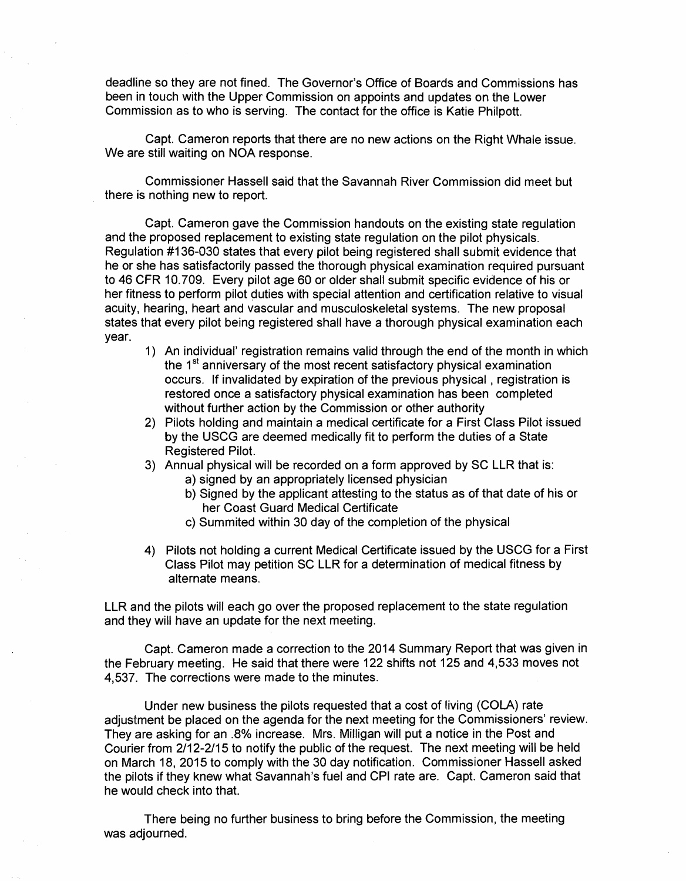deadline so they are not fined. The Governor's Office of Boards and Commissions has been in touch with the Upper Commission on appoints and updates on the Lower Commission as to who is serving. The contact for the office is Katie Philpott.

Capt. Cameron reports that there are no new actions on the Right Whale issue. We are still waiting on NOA response.

Commissioner Hassell said that the Savannah River Commission did meet but there is nothing new to report.

Capt. Cameron gave the Commission handouts on the existing state regulation and the proposed replacement to existing state regulation on the pilot physicals. Regulation #136-030 states that every pilot being registered shall submit evidence that he or she has satisfactorily passed the thorough physical examination required pursuant to 46 CFR 10.709. Every pilot age 60 or older shall submit specific evidence of his or her fitness to perform pilot duties with special attention and certification relative to visual acuity, hearing, heart and vascular and musculoskeletal systems. The new proposal states that every pilot being registered shall have a thorough physical examination each year.

1) An individual' registration remains valid through the end of the month in which the 1st anniversary of the most recent satisfactory physical examination occurs. If invalidated by expiration of the previous physical , registration is restored once a satisfactory physical examination has been completed without further action by the Commission or other authority
2) Pilots holding and maintain a medical certificate for a First Class Pilot issued by the USCG are deemed medically fit to perform the duties of a State Registered Pilot.
3) Annual physical will be recorded on a form approved by SC LLR that is:
   a) signed by an appropriately licensed physician
   b) Signed by the applicant attesting to the status as of that date of his or her Coast Guard Medical Certificate
   c) Summited within 30 day of the completion of the physical
4) Pilots not holding a current Medical Certificate issued by the USCG for a First Class Pilot may petition SC LLR for a determination of medical fitness by alternate means.

LLR and the pilots will each go over the proposed replacement to the state regulation and they will have an update for the next meeting.

Capt. Cameron made a correction to the 2014 Summary Report that was given in the February meeting. He said that there were 122 shifts not 125 and 4,533 moves not 4,537. The corrections were made to the minutes.

Under new business the pilots requested that a cost of living (COLA) rate adjustment be placed on the agenda for the next meeting for the Commissioners' review. They are asking for an .8% increase. Mrs. Milligan will put a notice in the Post and Courier from 2/12-2/15 to notify the public of the request. The next meeting will be held on March 18, 2015 to comply with the 30 day notification. Commissioner Hassell asked the pilots if they knew what Savannah's fuel and CPI rate are. Capt. Cameron said that he would check into that.

There being no further business to bring before the Commission, the meeting was adjourned.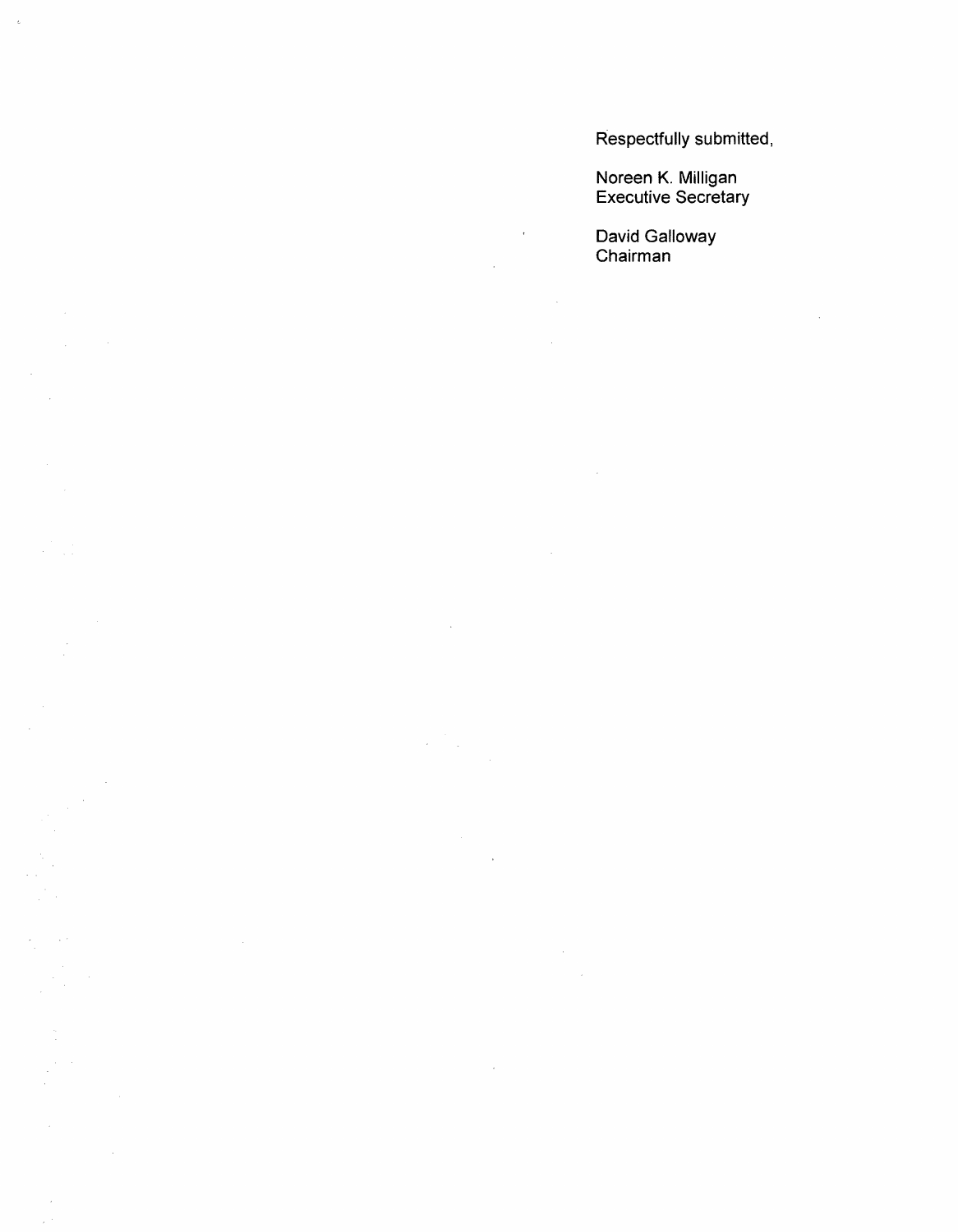Respectfully submitted,

Noreen K. Milligan
Executive Secretary

David Galloway
Chairman